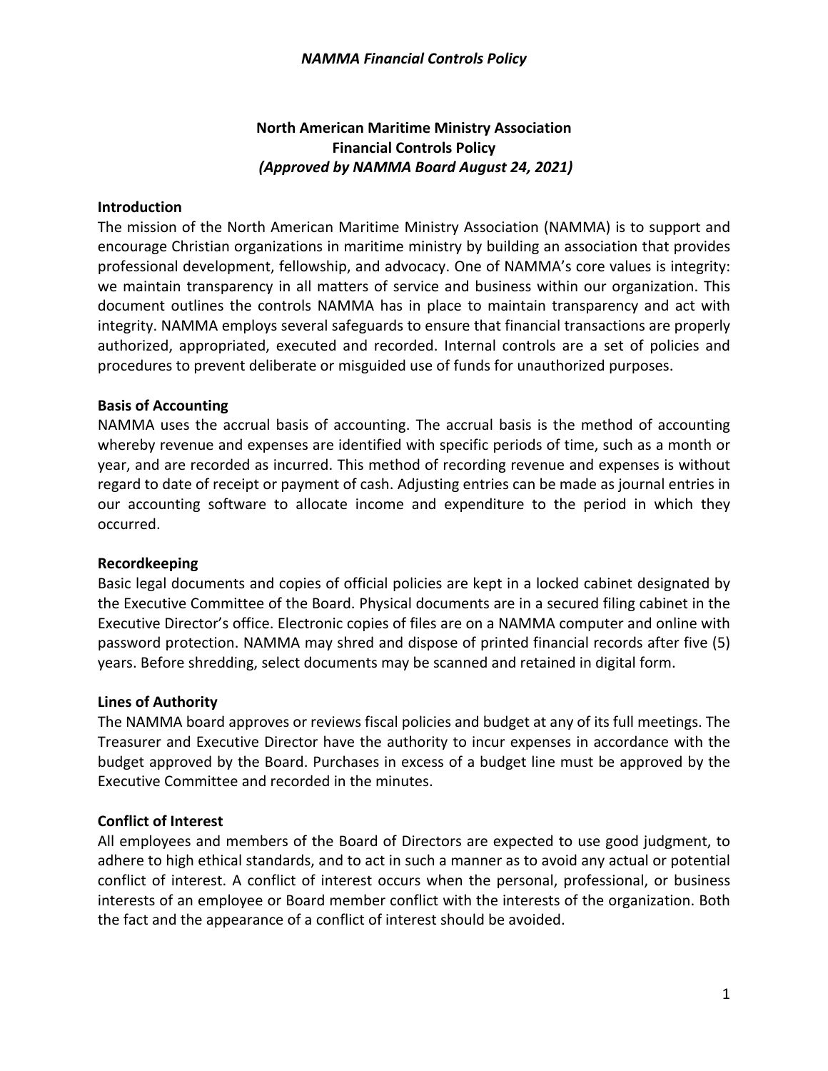**North American Maritime Ministry Association**
**Financial Controls Policy**
***(Approved by NAMMA Board August 24, 2021)***

## Introduction

The mission of the North American Maritime Ministry Association (NAMMA) is to support and encourage Christian organizations in maritime ministry by building an association that provides professional development, fellowship, and advocacy. One of NAMMA's core values is integrity: we maintain transparency in all matters of service and business within our organization. This document outlines the controls NAMMA has in place to maintain transparency and act with integrity. NAMMA employs several safeguards to ensure that financial transactions are properly authorized, appropriated, executed and recorded. Internal controls are a set of policies and procedures to prevent deliberate or misguided use of funds for unauthorized purposes.

## Basis of Accounting

NAMMA uses the accrual basis of accounting. The accrual basis is the method of accounting whereby revenue and expenses are identified with specific periods of time, such as a month or year, and are recorded as incurred. This method of recording revenue and expenses is without regard to date of receipt or payment of cash. Adjusting entries can be made as journal entries in our accounting software to allocate income and expenditure to the period in which they occurred.

## Recordkeeping

Basic legal documents and copies of official policies are kept in a locked cabinet designated by the Executive Committee of the Board. Physical documents are in a secured filing cabinet in the Executive Director's office. Electronic copies of files are on a NAMMA computer and online with password protection. NAMMA may shred and dispose of printed financial records after five (5) years. Before shredding, select documents may be scanned and retained in digital form.

## Lines of Authority

The NAMMA board approves or reviews fiscal policies and budget at any of its full meetings. The Treasurer and Executive Director have the authority to incur expenses in accordance with the budget approved by the Board. Purchases in excess of a budget line must be approved by the Executive Committee and recorded in the minutes.

## Conflict of Interest

All employees and members of the Board of Directors are expected to use good judgment, to adhere to high ethical standards, and to act in such a manner as to avoid any actual or potential conflict of interest. A conflict of interest occurs when the personal, professional, or business interests of an employee or Board member conflict with the interests of the organization. Both the fact and the appearance of a conflict of interest should be avoided.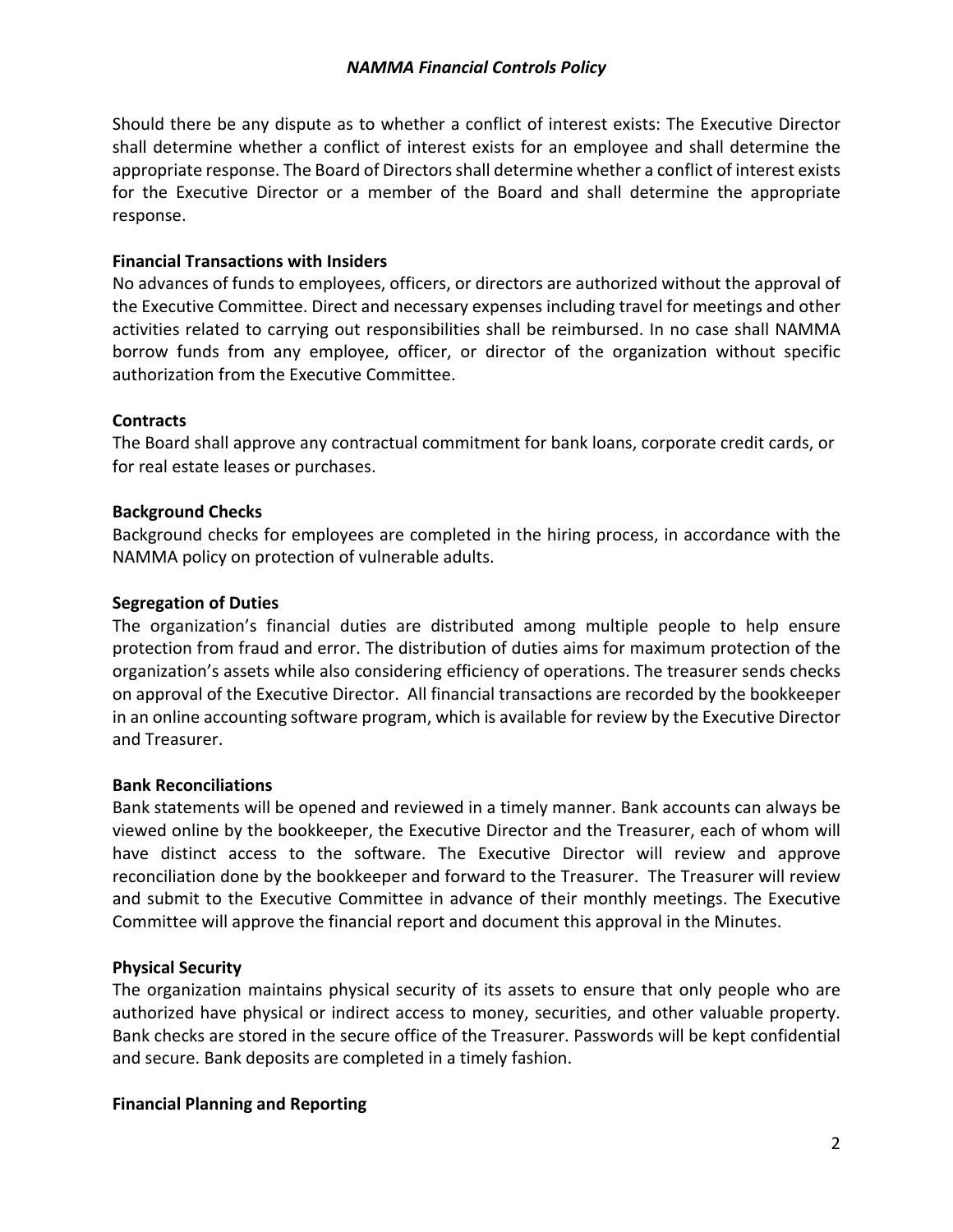Should there be any dispute as to whether a conflict of interest exists: The Executive Director shall determine whether a conflict of interest exists for an employee and shall determine the appropriate response. The Board of Directors shall determine whether a conflict of interest exists for the Executive Director or a member of the Board and shall determine the appropriate response.

**Financial Transactions with Insiders**

No advances of funds to employees, officers, or directors are authorized without the approval of the Executive Committee. Direct and necessary expenses including travel for meetings and other activities related to carrying out responsibilities shall be reimbursed. In no case shall NAMMA borrow funds from any employee, officer, or director of the organization without specific authorization from the Executive Committee.

**Contracts**

The Board shall approve any contractual commitment for bank loans, corporate credit cards, or for real estate leases or purchases.

**Background Checks**

Background checks for employees are completed in the hiring process, in accordance with the NAMMA policy on protection of vulnerable adults.

**Segregation of Duties**

The organization's financial duties are distributed among multiple people to help ensure protection from fraud and error. The distribution of duties aims for maximum protection of the organization's assets while also considering efficiency of operations. The treasurer sends checks on approval of the Executive Director. All financial transactions are recorded by the bookkeeper in an online accounting software program, which is available for review by the Executive Director and Treasurer.

**Bank Reconciliations**

Bank statements will be opened and reviewed in a timely manner. Bank accounts can always be viewed online by the bookkeeper, the Executive Director and the Treasurer, each of whom will have distinct access to the software. The Executive Director will review and approve reconciliation done by the bookkeeper and forward to the Treasurer. The Treasurer will review and submit to the Executive Committee in advance of their monthly meetings. The Executive Committee will approve the financial report and document this approval in the Minutes.

**Physical Security**

The organization maintains physical security of its assets to ensure that only people who are authorized have physical or indirect access to money, securities, and other valuable property. Bank checks are stored in the secure office of the Treasurer. Passwords will be kept confidential and secure. Bank deposits are completed in a timely fashion.

**Financial Planning and Reporting**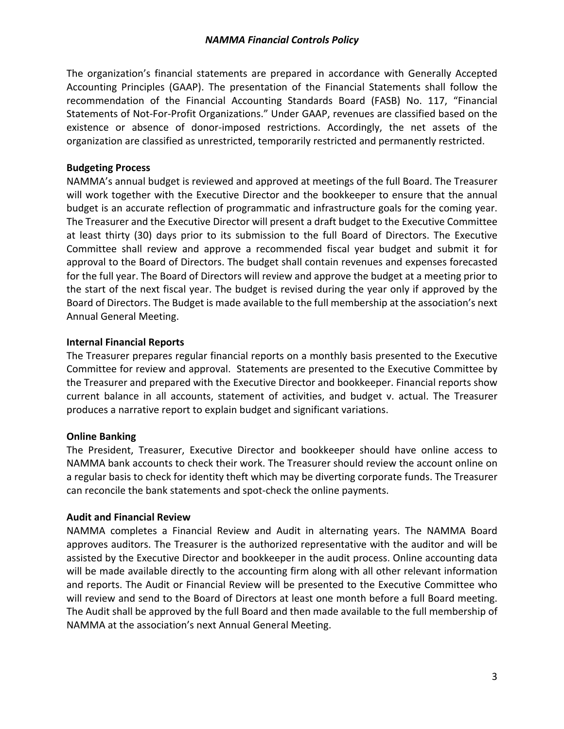The organization's financial statements are prepared in accordance with Generally Accepted Accounting Principles (GAAP). The presentation of the Financial Statements shall follow the recommendation of the Financial Accounting Standards Board (FASB) No. 117, "Financial Statements of Not-For-Profit Organizations." Under GAAP, revenues are classified based on the existence or absence of donor-imposed restrictions. Accordingly, the net assets of the organization are classified as unrestricted, temporarily restricted and permanently restricted.

**Budgeting Process**

NAMMA's annual budget is reviewed and approved at meetings of the full Board. The Treasurer will work together with the Executive Director and the bookkeeper to ensure that the annual budget is an accurate reflection of programmatic and infrastructure goals for the coming year. The Treasurer and the Executive Director will present a draft budget to the Executive Committee at least thirty (30) days prior to its submission to the full Board of Directors. The Executive Committee shall review and approve a recommended fiscal year budget and submit it for approval to the Board of Directors. The budget shall contain revenues and expenses forecasted for the full year. The Board of Directors will review and approve the budget at a meeting prior to the start of the next fiscal year. The budget is revised during the year only if approved by the Board of Directors. The Budget is made available to the full membership at the association's next Annual General Meeting.

**Internal Financial Reports**

The Treasurer prepares regular financial reports on a monthly basis presented to the Executive Committee for review and approval. Statements are presented to the Executive Committee by the Treasurer and prepared with the Executive Director and bookkeeper. Financial reports show current balance in all accounts, statement of activities, and budget v. actual. The Treasurer produces a narrative report to explain budget and significant variations.

**Online Banking**

The President, Treasurer, Executive Director and bookkeeper should have online access to NAMMA bank accounts to check their work. The Treasurer should review the account online on a regular basis to check for identity theft which may be diverting corporate funds. The Treasurer can reconcile the bank statements and spot-check the online payments.

**Audit and Financial Review**

NAMMA completes a Financial Review and Audit in alternating years. The NAMMA Board approves auditors. The Treasurer is the authorized representative with the auditor and will be assisted by the Executive Director and bookkeeper in the audit process. Online accounting data will be made available directly to the accounting firm along with all other relevant information and reports. The Audit or Financial Review will be presented to the Executive Committee who will review and send to the Board of Directors at least one month before a full Board meeting. The Audit shall be approved by the full Board and then made available to the full membership of NAMMA at the association's next Annual General Meeting.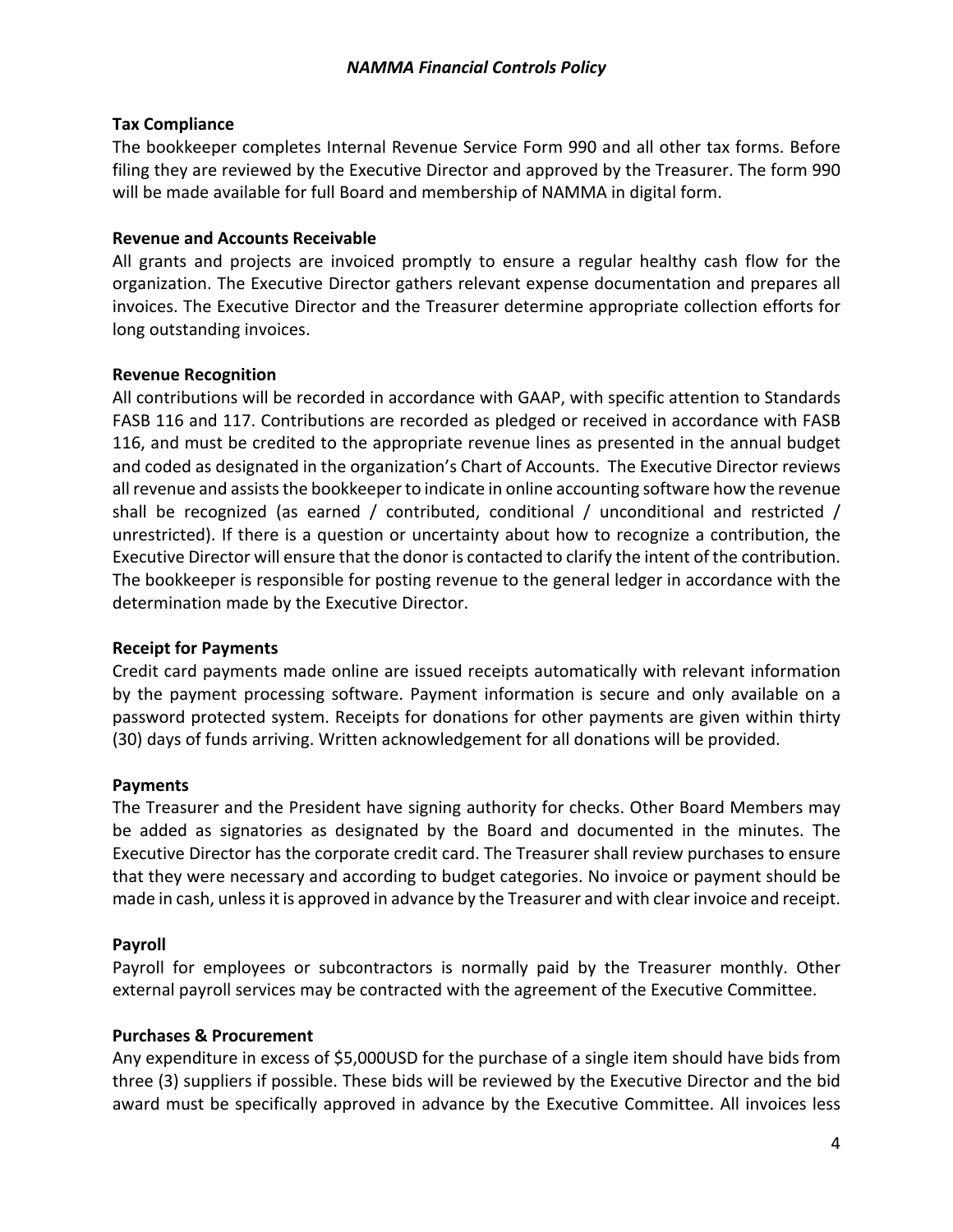### Tax Compliance

The bookkeeper completes Internal Revenue Service Form 990 and all other tax forms. Before filing they are reviewed by the Executive Director and approved by the Treasurer. The form 990 will be made available for full Board and membership of NAMMA in digital form.

### Revenue and Accounts Receivable

All grants and projects are invoiced promptly to ensure a regular healthy cash flow for the organization. The Executive Director gathers relevant expense documentation and prepares all invoices. The Executive Director and the Treasurer determine appropriate collection efforts for long outstanding invoices.

### Revenue Recognition

All contributions will be recorded in accordance with GAAP, with specific attention to Standards FASB 116 and 117. Contributions are recorded as pledged or received in accordance with FASB 116, and must be credited to the appropriate revenue lines as presented in the annual budget and coded as designated in the organization's Chart of Accounts. The Executive Director reviews all revenue and assists the bookkeeper to indicate in online accounting software how the revenue shall be recognized (as earned / contributed, conditional / unconditional and restricted / unrestricted). If there is a question or uncertainty about how to recognize a contribution, the Executive Director will ensure that the donor is contacted to clarify the intent of the contribution. The bookkeeper is responsible for posting revenue to the general ledger in accordance with the determination made by the Executive Director.

### Receipt for Payments

Credit card payments made online are issued receipts automatically with relevant information by the payment processing software. Payment information is secure and only available on a password protected system. Receipts for donations for other payments are given within thirty (30) days of funds arriving. Written acknowledgement for all donations will be provided.

### Payments

The Treasurer and the President have signing authority for checks. Other Board Members may be added as signatories as designated by the Board and documented in the minutes. The Executive Director has the corporate credit card. The Treasurer shall review purchases to ensure that they were necessary and according to budget categories. No invoice or payment should be made in cash, unless it is approved in advance by the Treasurer and with clear invoice and receipt.

### Payroll

Payroll for employees or subcontractors is normally paid by the Treasurer monthly. Other external payroll services may be contracted with the agreement of the Executive Committee.

### Purchases & Procurement

Any expenditure in excess of $5,000USD for the purchase of a single item should have bids from three (3) suppliers if possible. These bids will be reviewed by the Executive Director and the bid award must be specifically approved in advance by the Executive Committee. All invoices less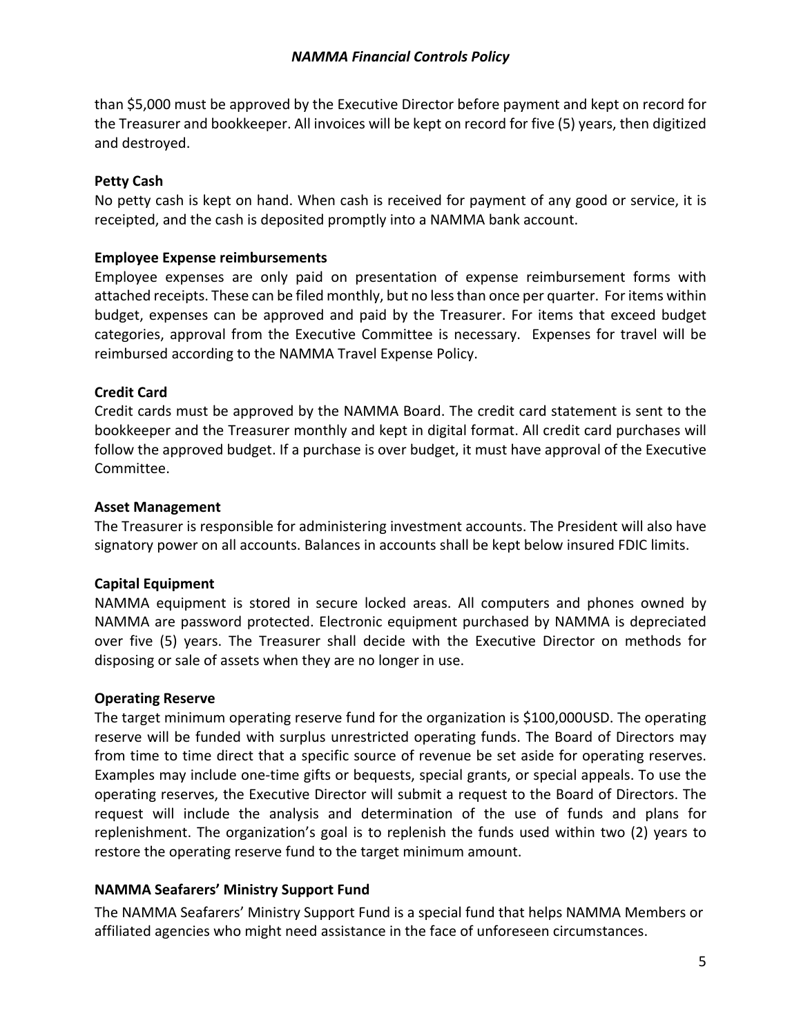than $5,000 must be approved by the Executive Director before payment and kept on record for the Treasurer and bookkeeper. All invoices will be kept on record for five (5) years, then digitized and destroyed.

**Petty Cash**

No petty cash is kept on hand. When cash is received for payment of any good or service, it is receipted, and the cash is deposited promptly into a NAMMA bank account.

**Employee Expense reimbursements**

Employee expenses are only paid on presentation of expense reimbursement forms with attached receipts. These can be filed monthly, but no less than once per quarter. For items within budget, expenses can be approved and paid by the Treasurer. For items that exceed budget categories, approval from the Executive Committee is necessary. Expenses for travel will be reimbursed according to the NAMMA Travel Expense Policy.

**Credit Card**

Credit cards must be approved by the NAMMA Board. The credit card statement is sent to the bookkeeper and the Treasurer monthly and kept in digital format. All credit card purchases will follow the approved budget. If a purchase is over budget, it must have approval of the Executive Committee.

**Asset Management**

The Treasurer is responsible for administering investment accounts. The President will also have signatory power on all accounts. Balances in accounts shall be kept below insured FDIC limits.

**Capital Equipment**

NAMMA equipment is stored in secure locked areas. All computers and phones owned by NAMMA are password protected. Electronic equipment purchased by NAMMA is depreciated over five (5) years. The Treasurer shall decide with the Executive Director on methods for disposing or sale of assets when they are no longer in use.

**Operating Reserve**

The target minimum operating reserve fund for the organization is $100,000USD. The operating reserve will be funded with surplus unrestricted operating funds. The Board of Directors may from time to time direct that a specific source of revenue be set aside for operating reserves. Examples may include one-time gifts or bequests, special grants, or special appeals. To use the operating reserves, the Executive Director will submit a request to the Board of Directors. The request will include the analysis and determination of the use of funds and plans for replenishment. The organization's goal is to replenish the funds used within two (2) years to restore the operating reserve fund to the target minimum amount.

**NAMMA Seafarers' Ministry Support Fund**

The NAMMA Seafarers' Ministry Support Fund is a special fund that helps NAMMA Members or affiliated agencies who might need assistance in the face of unforeseen circumstances.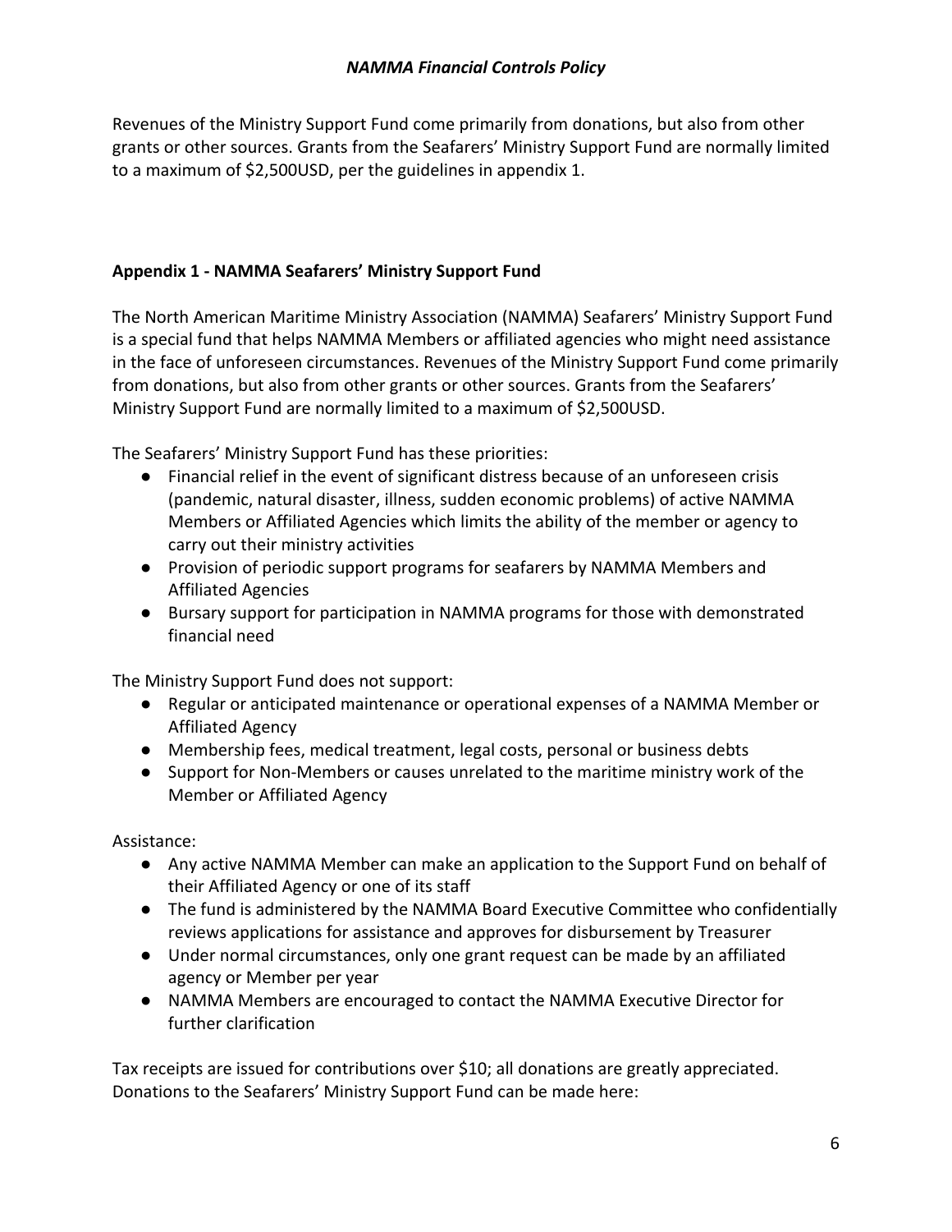Revenues of the Ministry Support Fund come primarily from donations, but also from other grants or other sources. Grants from the Seafarers' Ministry Support Fund are normally limited to a maximum of $2,500USD, per the guidelines in appendix 1.

## Appendix 1 - NAMMA Seafarers' Ministry Support Fund

The North American Maritime Ministry Association (NAMMA) Seafarers' Ministry Support Fund is a special fund that helps NAMMA Members or affiliated agencies who might need assistance in the face of unforeseen circumstances. Revenues of the Ministry Support Fund come primarily from donations, but also from other grants or other sources. Grants from the Seafarers' Ministry Support Fund are normally limited to a maximum of $2,500USD.

The Seafarers' Ministry Support Fund has these priorities:

- Financial relief in the event of significant distress because of an unforeseen crisis (pandemic, natural disaster, illness, sudden economic problems) of active NAMMA Members or Affiliated Agencies which limits the ability of the member or agency to carry out their ministry activities
- Provision of periodic support programs for seafarers by NAMMA Members and Affiliated Agencies
- Bursary support for participation in NAMMA programs for those with demonstrated financial need

The Ministry Support Fund does not support:

- Regular or anticipated maintenance or operational expenses of a NAMMA Member or Affiliated Agency
- Membership fees, medical treatment, legal costs, personal or business debts
- Support for Non-Members or causes unrelated to the maritime ministry work of the Member or Affiliated Agency

Assistance:

- Any active NAMMA Member can make an application to the Support Fund on behalf of their Affiliated Agency or one of its staff
- The fund is administered by the NAMMA Board Executive Committee who confidentially reviews applications for assistance and approves for disbursement by Treasurer
- Under normal circumstances, only one grant request can be made by an affiliated agency or Member per year
- NAMMA Members are encouraged to contact the NAMMA Executive Director for further clarification

Tax receipts are issued for contributions over $10; all donations are greatly appreciated. Donations to the Seafarers' Ministry Support Fund can be made here: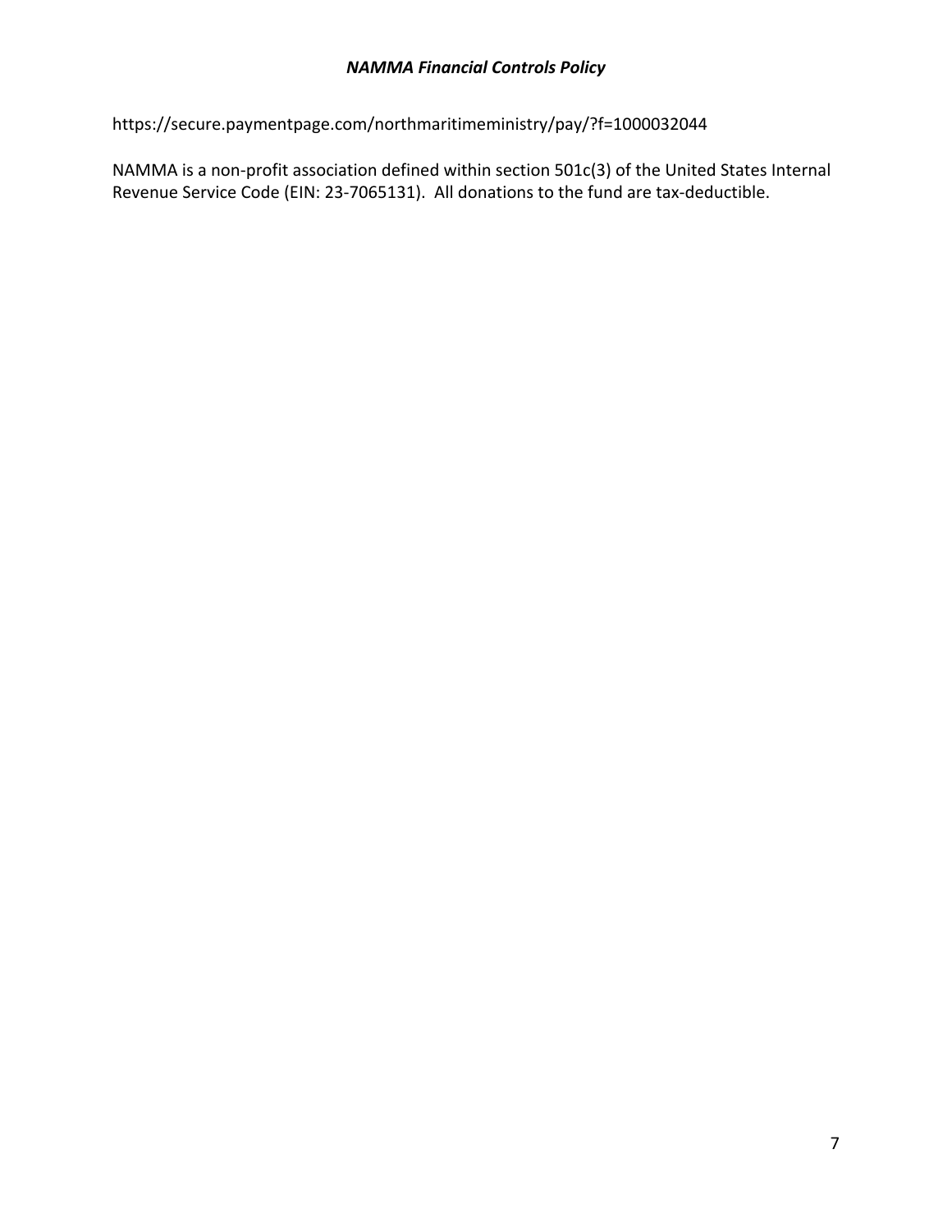https://secure.paymentpage.com/northmaritimeministry/pay/?f=1000032044

NAMMA is a non-profit association defined within section 501c(3) of the United States Internal Revenue Service Code (EIN: 23-7065131). All donations to the fund are tax-deductible.